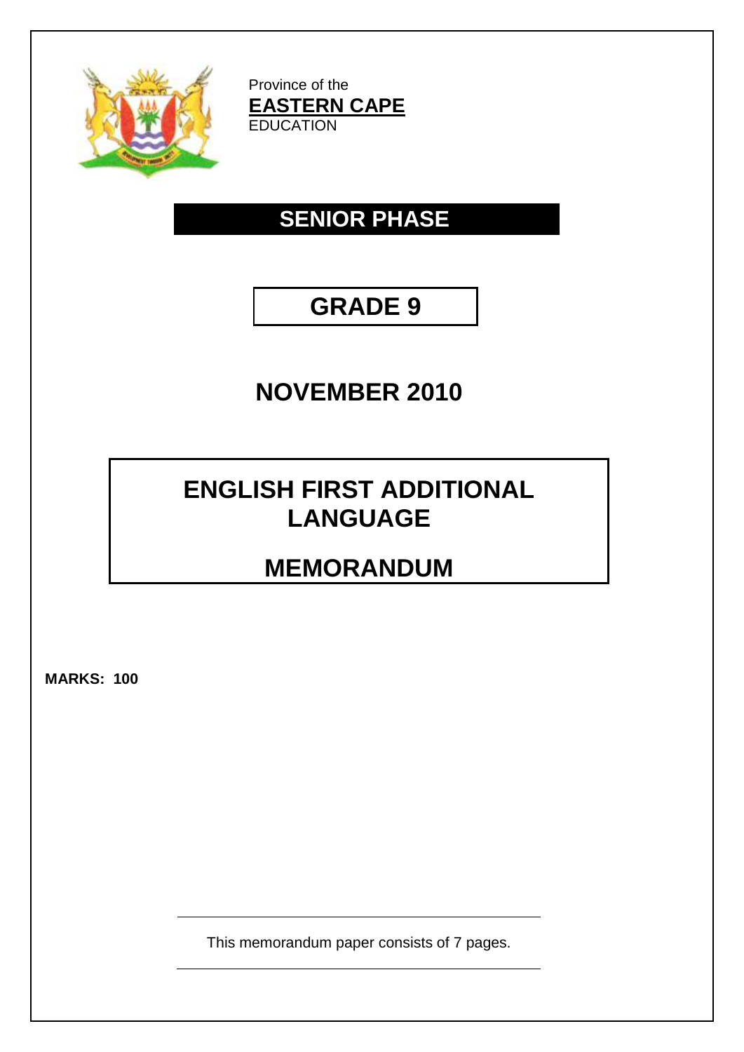Province of the
**EASTERN CAPE**
EDUCATION

# SENIOR PHASE

# GRADE 9

# NOVEMBER 2010

# ENGLISH FIRST ADDITIONAL LANGUAGE

# MEMORANDUM

**MARKS: 100**

This memorandum paper consists of 7 pages.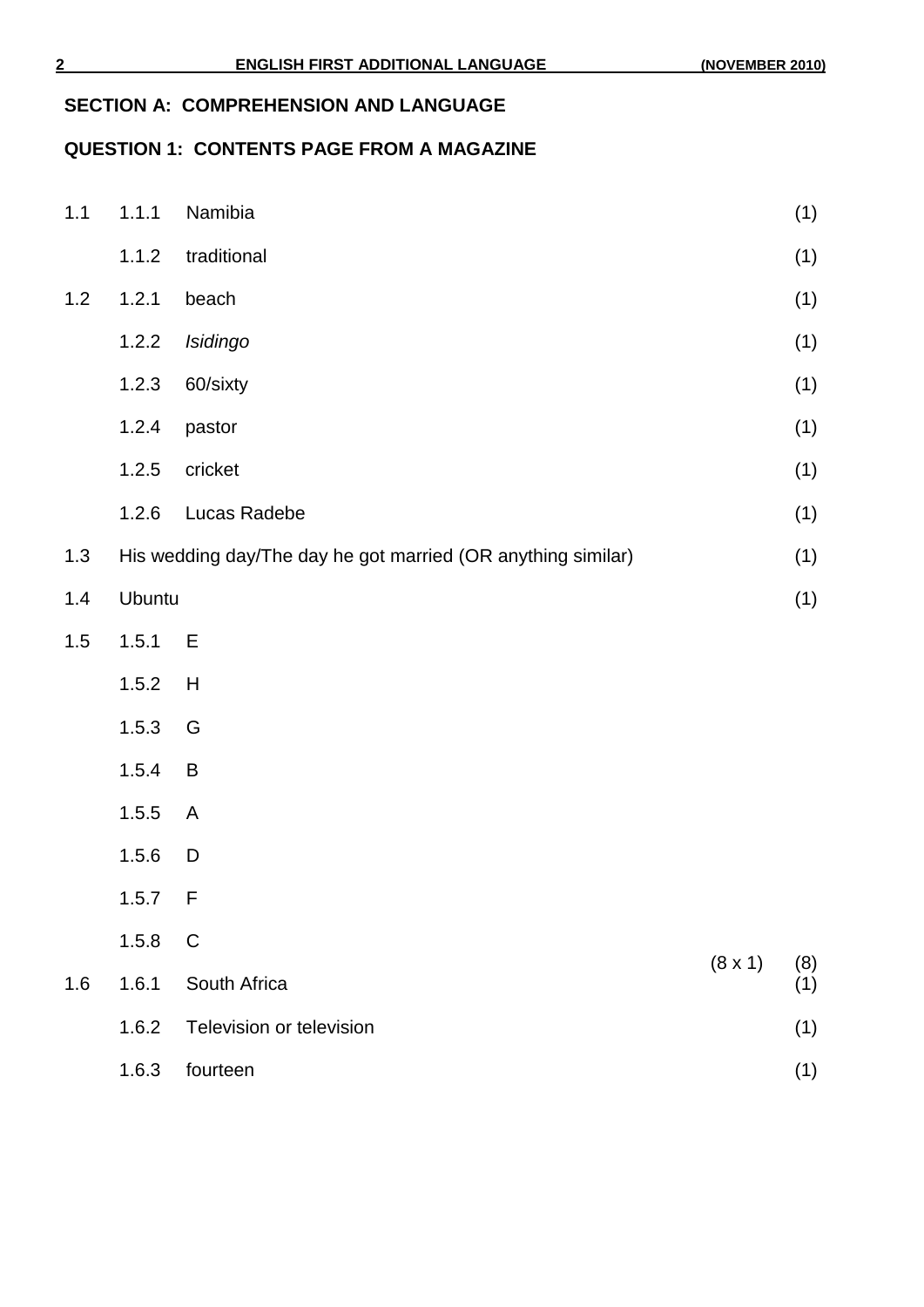## SECTION A: COMPREHENSION AND LANGUAGE

### QUESTION 1: CONTENTS PAGE FROM A MAGAZINE

| | | | | |
|---|---|---|---|---|
| 1.1 | 1.1.1 | Namibia | | (1) |
| | 1.1.2 | traditional | | (1) |
| 1.2 | 1.2.1 | beach | | (1) |
| | 1.2.2 | *Isidingo* | | (1) |
| | 1.2.3 | 60/sixty | | (1) |
| | 1.2.4 | pastor | | (1) |
| | 1.2.5 | cricket | | (1) |
| | 1.2.6 | Lucas Radebe | | (1) |
| 1.3 | His wedding day/The day he got married (OR anything similar) | | | (1) |
| 1.4 | Ubuntu | | | (1) |
| 1.5 | 1.5.1 | E | | |
| | 1.5.2 | H | | |
| | 1.5.3 | G | | |
| | 1.5.4 | B | | |
| | 1.5.5 | A | | |
| | 1.5.6 | D | | |
| | 1.5.7 | F | | |
| | 1.5.8 | C | (8 x 1) | (8) |
| 1.6 | 1.6.1 | South Africa | | (1) |
| | 1.6.2 | Television or television | | (1) |
| | 1.6.3 | fourteen | | (1) |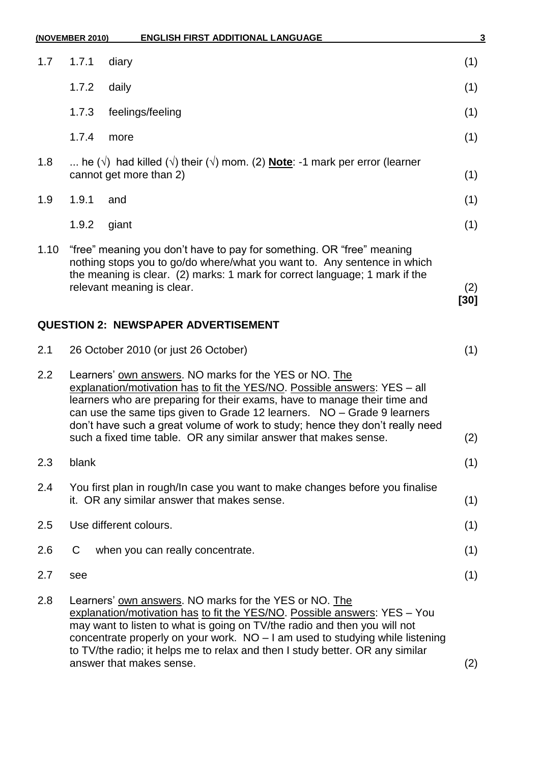| | | | |
|---|---|---|---|
| 1.7 | 1.7.1 | diary | (1) |
| | 1.7.2 | daily | (1) |
| | 1.7.3 | feelings/feeling | (1) |
| | 1.7.4 | more | (1) |
| 1.8 | ... he (√) had killed (√) their (√) mom. (2) **Note**: -1 mark per error (learner cannot get more than 2) | | (1) |
| 1.9 | 1.9.1 | and | (1) |
| | 1.9.2 | giant | (1) |
| 1.10 | "free" meaning you don't have to pay for something. OR "free" meaning nothing stops you to go/do where/what you want to. Any sentence in which the meaning is clear. (2) marks: 1 mark for correct language; 1 mark if the relevant meaning is clear. | | (2) **[30]** |

## QUESTION 2: NEWSPAPER ADVERTISEMENT

| | | |
|---|---|---|
| 2.1 | 26 October 2010 (or just 26 October) | (1) |
| 2.2 | Learners' <u>own answers</u>. NO marks for the YES or NO. <u>The explanation/motivation has</u> <u>to fit the YES/NO</u>. <u>Possible answers</u>: YES – all learners who are preparing for their exams, have to manage their time and can use the same tips given to Grade 12 learners. NO – Grade 9 learners don't have such a great volume of work to study; hence they don't really need such a fixed time table. OR any similar answer that makes sense. | (2) |
| 2.3 | blank | (1) |
| 2.4 | You first plan in rough/In case you want to make changes before you finalise it. OR any similar answer that makes sense. | (1) |
| 2.5 | Use different colours. | (1) |
| 2.6 | C when you can really concentrate. | (1) |
| 2.7 | see | (1) |
| 2.8 | Learners' <u>own answers</u>. NO marks for the YES or NO. <u>The explanation/motivation has</u> <u>to fit the YES/NO</u>. <u>Possible answers</u>: YES – You may want to listen to what is going on TV/the radio and then you will not concentrate properly on your work. NO – I am used to studying while listening to TV/the radio; it helps me to relax and then I study better. OR any similar answer that makes sense. | (2) |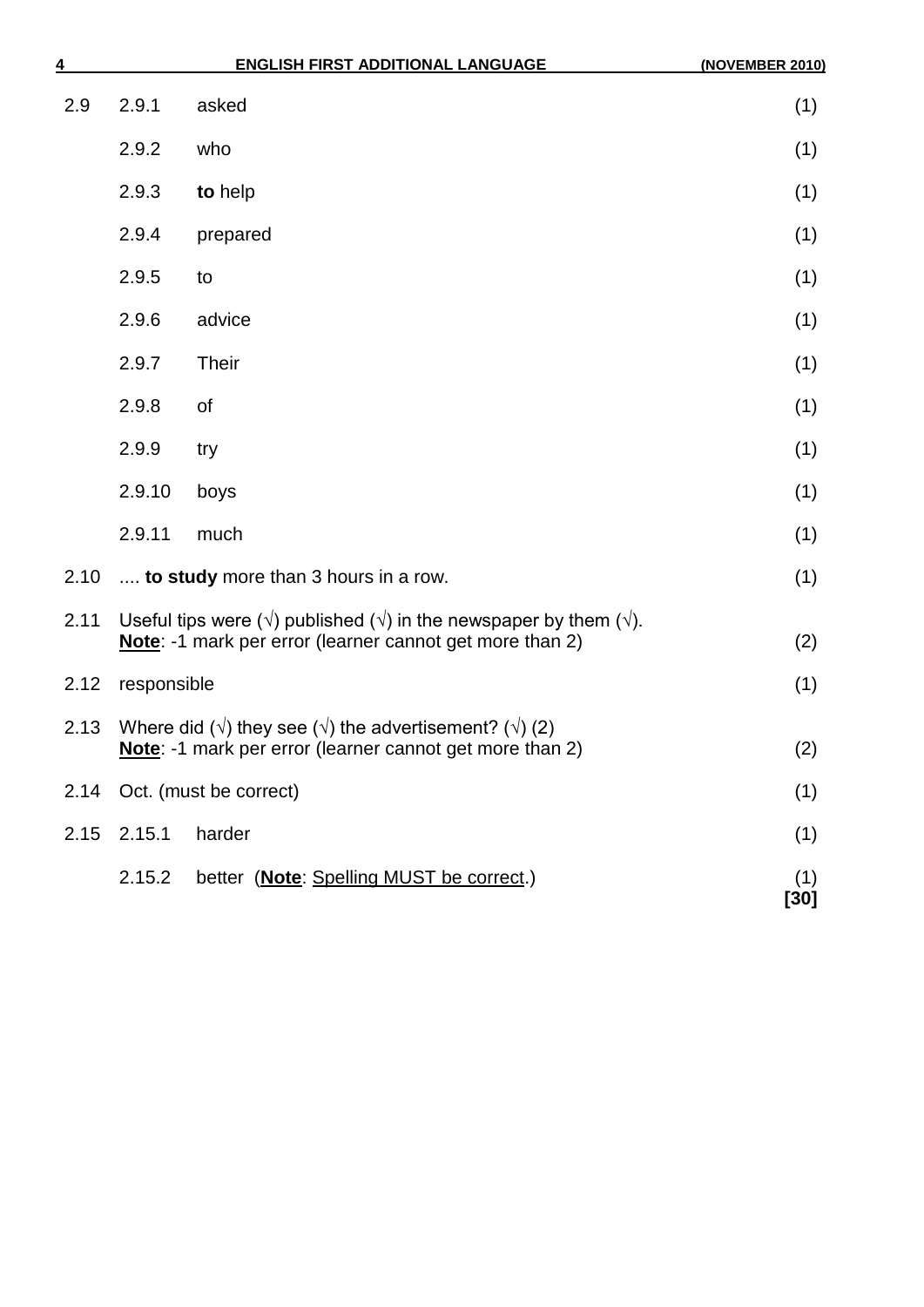| | | | |
|---|---|---|---|
| 2.9 | 2.9.1 | asked | (1) |
| | 2.9.2 | who | (1) |
| | 2.9.3 | **to** help | (1) |
| | 2.9.4 | prepared | (1) |
| | 2.9.5 | to | (1) |
| | 2.9.6 | advice | (1) |
| | 2.9.7 | Their | (1) |
| | 2.9.8 | of | (1) |
| | 2.9.9 | try | (1) |
| | 2.9.10 | boys | (1) |
| | 2.9.11 | much | (1) |
| 2.10 | .... **to study** more than 3 hours in a row. | | (1) |
| 2.11 | Useful tips were (√) published (√) in the newspaper by them (√).<br>**Note**: -1 mark per error (learner cannot get more than 2) | | (2) |
| 2.12 | responsible | | (1) |
| 2.13 | Where did (√) they see (√) the advertisement? (√) (2)<br>**Note**: -1 mark per error (learner cannot get more than 2) | | (2) |
| 2.14 | Oct. (must be correct) | | (1) |
| 2.15 | 2.15.1 | harder | (1) |
| | 2.15.2 | better (**Note**: Spelling MUST be correct.) | (1)<br>**[30]** |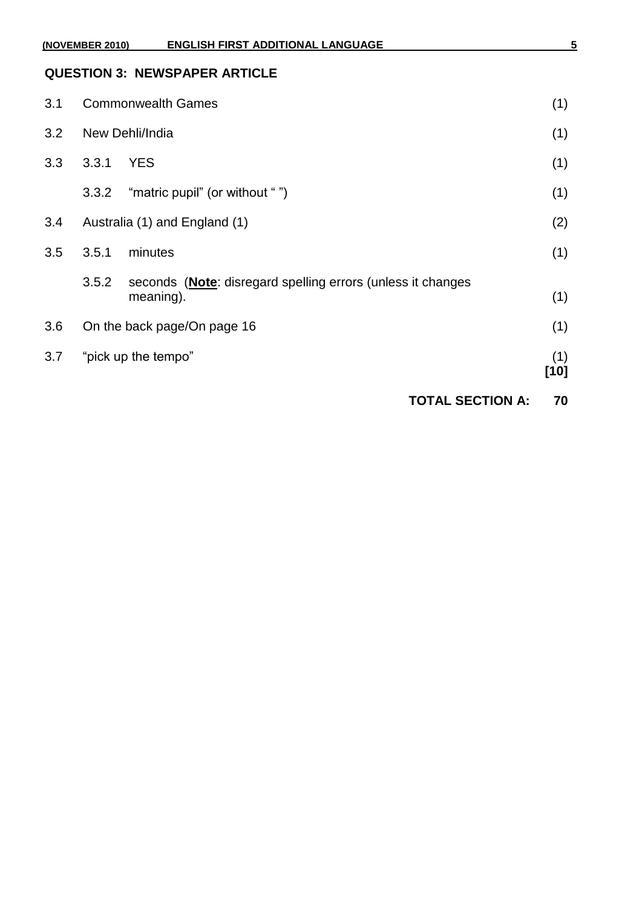## QUESTION 3: NEWSPAPER ARTICLE

| | | | |
|---|---|---|---|
| 3.1 | Commonwealth Games | | (1) |
| 3.2 | New Dehli/India | | (1) |
| 3.3 | 3.3.1 | YES | (1) |
| | 3.3.2 | "matric pupil" (or without " ") | (1) |
| 3.4 | Australia (1) and England (1) | | (2) |
| 3.5 | 3.5.1 | minutes | (1) |
| | 3.5.2 | seconds (**Note**: disregard spelling errors (unless it changes meaning). | (1) |
| 3.6 | On the back page/On page 16 | | (1) |
| 3.7 | "pick up the tempo" | | (1) **[10]** |

**TOTAL SECTION A: 70**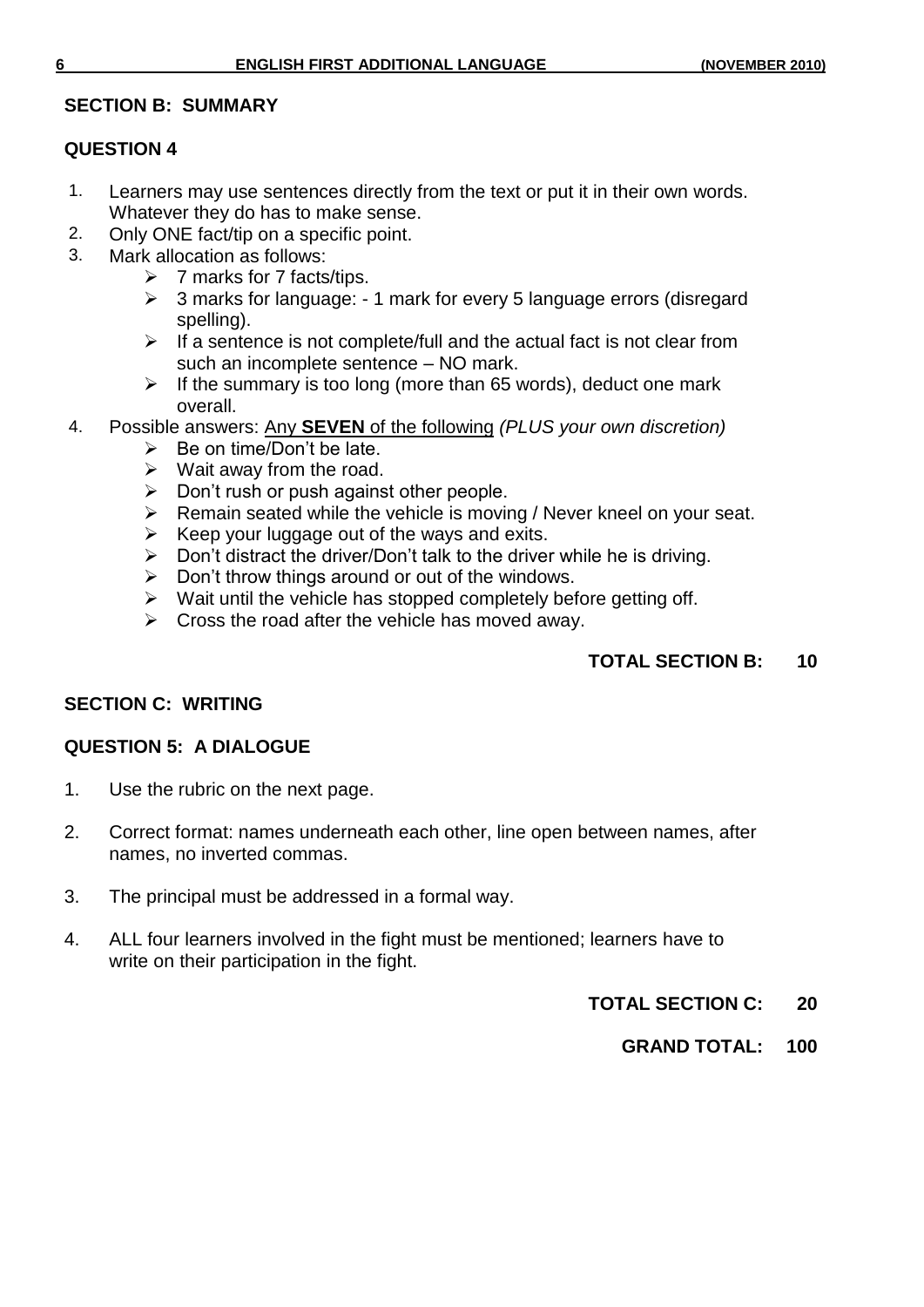## SECTION B: SUMMARY

### QUESTION 4

1. Learners may use sentences directly from the text or put it in their own words. Whatever they do has to make sense.
2. Only ONE fact/tip on a specific point.
3. Mark allocation as follows:
   - 7 marks for 7 facts/tips.
   - 3 marks for language: - 1 mark for every 5 language errors (disregard spelling).
   - If a sentence is not complete/full and the actual fact is not clear from such an incomplete sentence – NO mark.
   - If the summary is too long (more than 65 words), deduct one mark overall.
4. Possible answers: Any **SEVEN** of the following *(PLUS your own discretion)*
   - Be on time/Don't be late.
   - Wait away from the road.
   - Don't rush or push against other people.
   - Remain seated while the vehicle is moving / Never kneel on your seat.
   - Keep your luggage out of the ways and exits.
   - Don't distract the driver/Don't talk to the driver while he is driving.
   - Don't throw things around or out of the windows.
   - Wait until the vehicle has stopped completely before getting off.
   - Cross the road after the vehicle has moved away.

**TOTAL SECTION B: 10**

## SECTION C: WRITING

### QUESTION 5: A DIALOGUE

1. Use the rubric on the next page.
2. Correct format: names underneath each other, line open between names, after names, no inverted commas.
3. The principal must be addressed in a formal way.
4. ALL four learners involved in the fight must be mentioned; learners have to write on their participation in the fight.

**TOTAL SECTION C: 20**

**GRAND TOTAL: 100**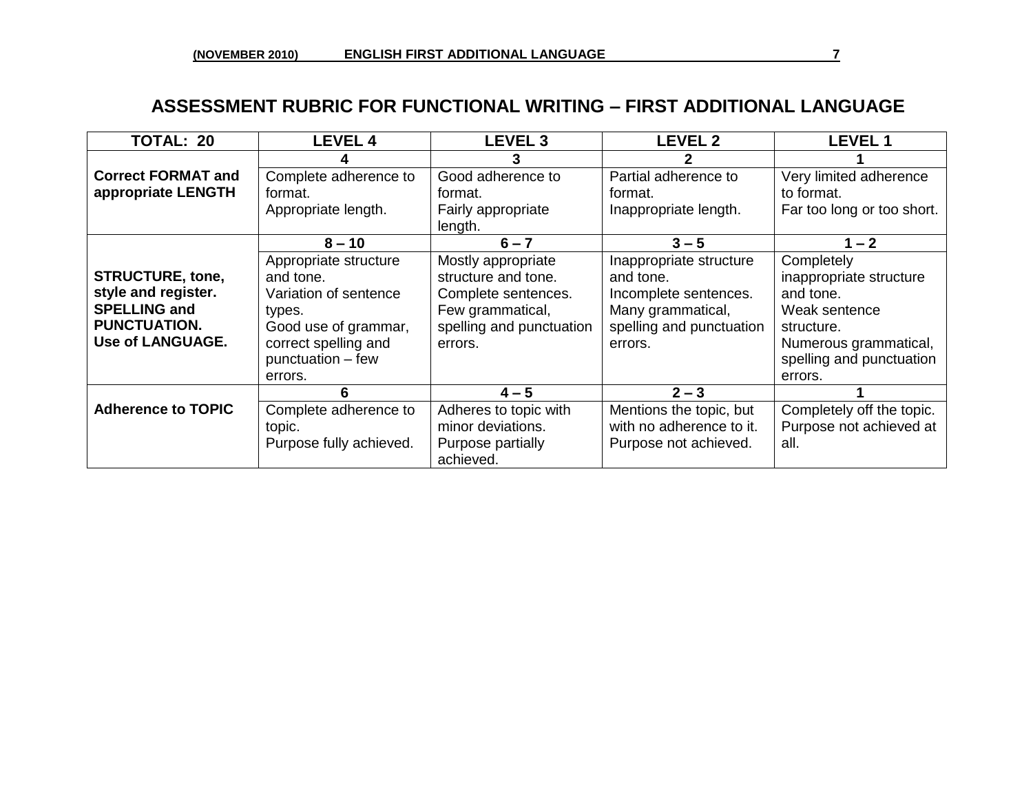# ASSESSMENT RUBRIC FOR FUNCTIONAL WRITING – FIRST ADDITIONAL LANGUAGE

| TOTAL: 20 | LEVEL 4 | LEVEL 3 | LEVEL 2 | LEVEL 1 |
|---|---|---|---|---|
| | **4** | **3** | **2** | **1** |
| **Correct FORMAT and appropriate LENGTH** | Complete adherence to format. Appropriate length. | Good adherence to format. Fairly appropriate length. | Partial adherence to format. Inappropriate length. | Very limited adherence to format. Far too long or too short. |
| | **8 – 10** | **6 – 7** | **3 – 5** | **1 – 2** |
| **STRUCTURE, tone, style and register. SPELLING and PUNCTUATION. Use of LANGUAGE.** | Appropriate structure and tone. Variation of sentence types. Good use of grammar, correct spelling and punctuation – few errors. | Mostly appropriate structure and tone. Complete sentences. Few grammatical, spelling and punctuation errors. | Inappropriate structure and tone. Incomplete sentences. Many grammatical, spelling and punctuation errors. | Completely inappropriate structure and tone. Weak sentence structure. Numerous grammatical, spelling and punctuation errors. |
| | **6** | **4 – 5** | **2 – 3** | **1** |
| **Adherence to TOPIC** | Complete adherence to topic. Purpose fully achieved. | Adheres to topic with minor deviations. Purpose partially achieved. | Mentions the topic, but with no adherence to it. Purpose not achieved. | Completely off the topic. Purpose not achieved at all. |